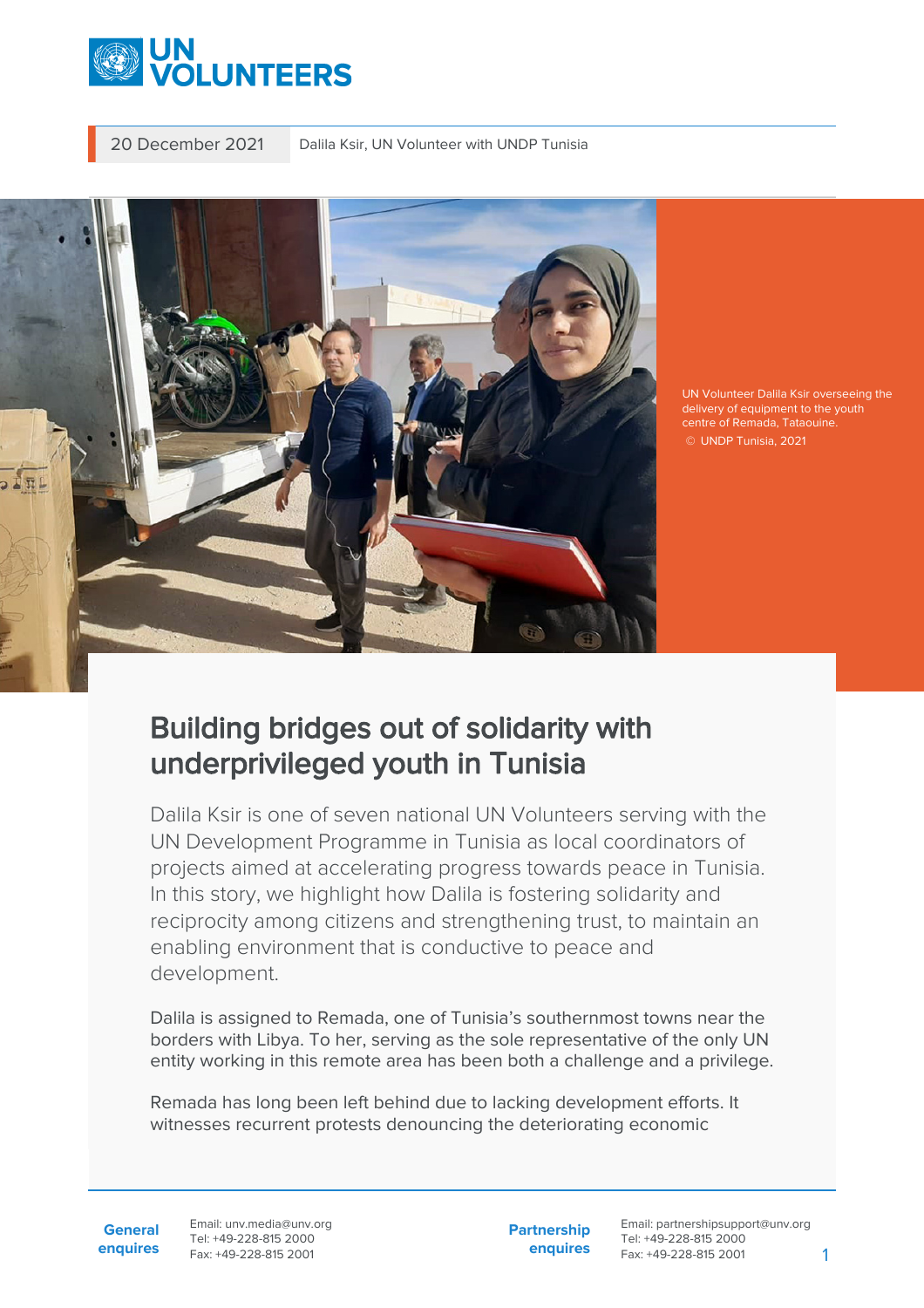20 December 2021 | Dalila Ksir, UN Volunteer with UNDP Tunisia

UN Volunteer Dalila Ksir overseeing the delivery of equipment to the youth centre of Remada, Tataouine.
© UNDP Tunisia, 2021

# Building bridges out of solidarity with underprivileged youth in Tunisia

Dalila Ksir is one of seven national UN Volunteers serving with the UN Development Programme in Tunisia as local coordinators of projects aimed at accelerating progress towards peace in Tunisia. In this story, we highlight how Dalila is fostering solidarity and reciprocity among citizens and strengthening trust, to maintain an enabling environment that is conductive to peace and development.

Dalila is assigned to Remada, one of Tunisia's southernmost towns near the borders with Libya. To her, serving as the sole representative of the only UN entity working in this remote area has been both a challenge and a privilege.

Remada has long been left behind due to lacking development efforts. It witnesses recurrent protests denouncing the deteriorating economic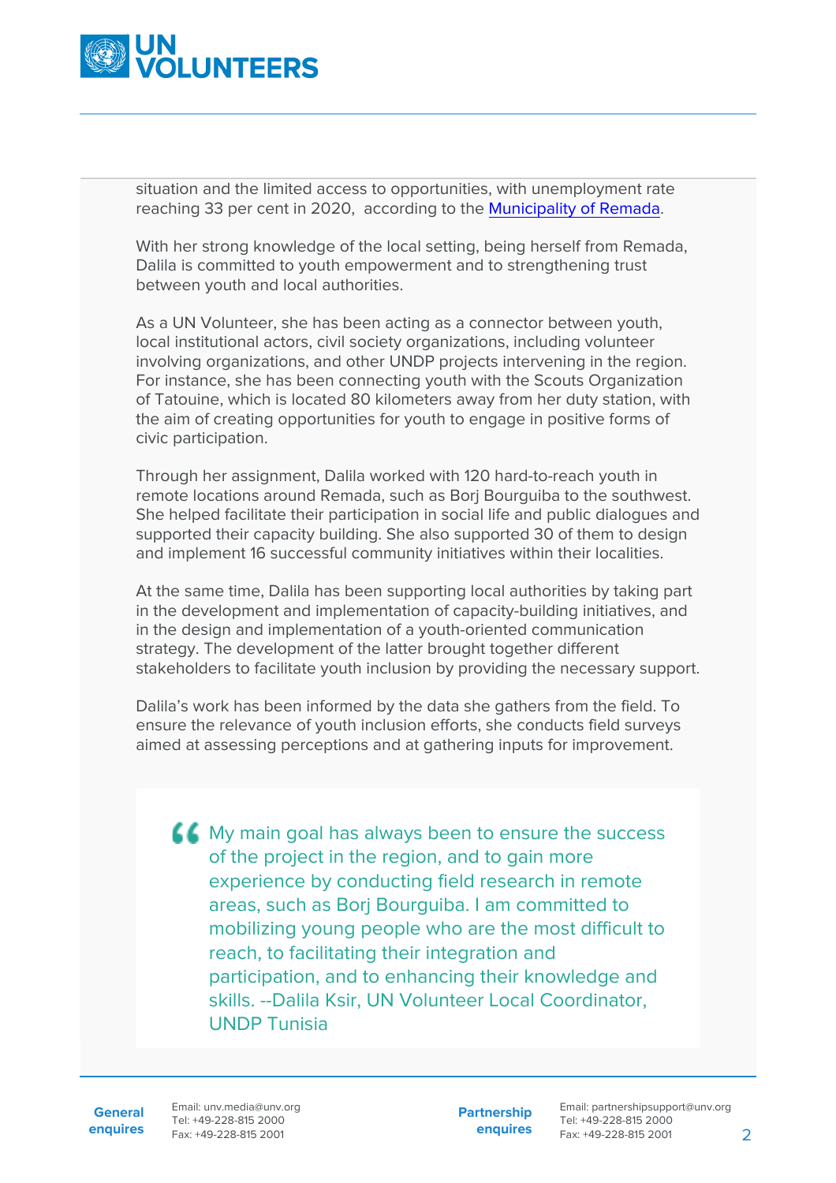situation and the limited access to opportunities, with unemployment rate reaching 33 per cent in 2020, according to the [Municipality of Remada](#).

With her strong knowledge of the local setting, being herself from Remada, Dalila is committed to youth empowerment and to strengthening trust between youth and local authorities.

As a UN Volunteer, she has been acting as a connector between youth, local institutional actors, civil society organizations, including volunteer involving organizations, and other UNDP projects intervening in the region. For instance, she has been connecting youth with the Scouts Organization of Tatouine, which is located 80 kilometers away from her duty station, with the aim of creating opportunities for youth to engage in positive forms of civic participation.

Through her assignment, Dalila worked with 120 hard-to-reach youth in remote locations around Remada, such as Borj Bourguiba to the southwest. She helped facilitate their participation in social life and public dialogues and supported their capacity building. She also supported 30 of them to design and implement 16 successful community initiatives within their localities.

At the same time, Dalila has been supporting local authorities by taking part in the development and implementation of capacity-building initiatives, and in the design and implementation of a youth-oriented communication strategy. The development of the latter brought together different stakeholders to facilitate youth inclusion by providing the necessary support.

Dalila's work has been informed by the data she gathers from the field. To ensure the relevance of youth inclusion efforts, she conducts field surveys aimed at assessing perceptions and at gathering inputs for improvement.

> "My main goal has always been to ensure the success of the project in the region, and to gain more experience by conducting field research in remote areas, such as Borj Bourguiba. I am committed to mobilizing young people who are the most difficult to reach, to facilitating their integration and participation, and to enhancing their knowledge and skills. --Dalila Ksir, UN Volunteer Local Coordinator, UNDP Tunisia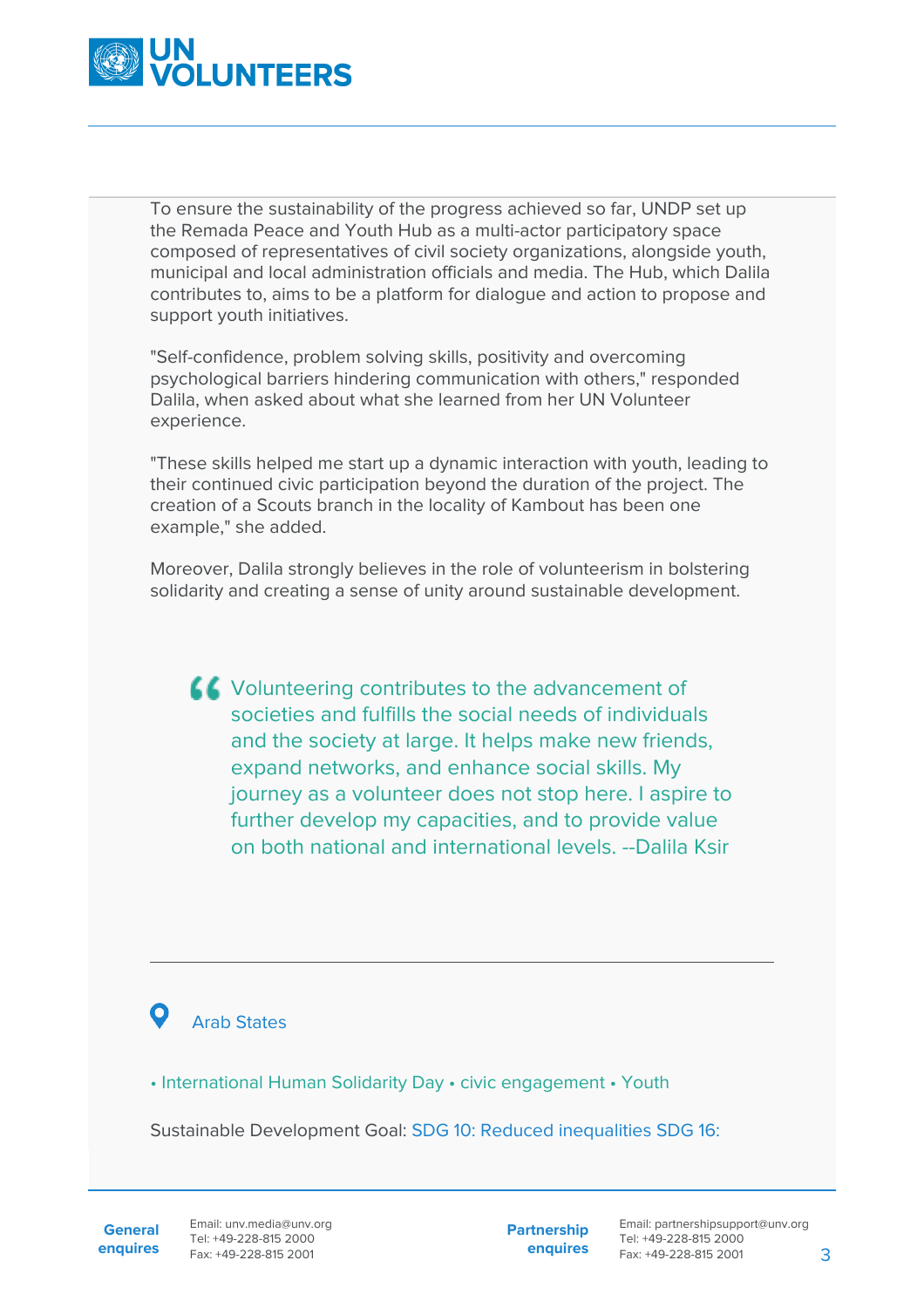To ensure the sustainability of the progress achieved so far, UNDP set up the Remada Peace and Youth Hub as a multi-actor participatory space composed of representatives of civil society organizations, alongside youth, municipal and local administration officials and media. The Hub, which Dalila contributes to, aims to be a platform for dialogue and action to propose and support youth initiatives.

"Self-confidence, problem solving skills, positivity and overcoming psychological barriers hindering communication with others," responded Dalila, when asked about what she learned from her UN Volunteer experience.

"These skills helped me start up a dynamic interaction with youth, leading to their continued civic participation beyond the duration of the project. The creation of a Scouts branch in the locality of Kambout has been one example," she added.

Moreover, Dalila strongly believes in the role of volunteerism in bolstering solidarity and creating a sense of unity around sustainable development.

> Volunteering contributes to the advancement of societies and fulfills the social needs of individuals and the society at large. It helps make new friends, expand networks, and enhance social skills. My journey as a volunteer does not stop here. I aspire to further develop my capacities, and to provide value on both national and international levels. --Dalila Ksir

---

Arab States

• International Human Solidarity Day • civic engagement • Youth

Sustainable Development Goal: SDG 10: Reduced inequalities SDG 16:

**General enquires**
Email: unv.media@unv.org
Tel: +49-228-815 2000
Fax: +49-228-815 2001

**Partnership enquires**
Email: partnershipsupport@unv.org
Tel: +49-228-815 2000
Fax: +49-228-815 2001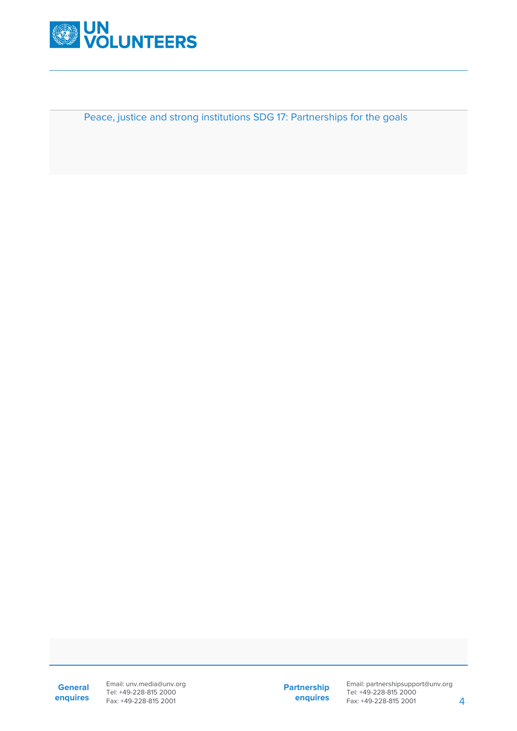Peace, justice and strong institutions SDG 17: Partnerships for the goals

**General enquires**

Email: unv.media@unv.org
Tel: +49-228-815 2000
Fax: +49-228-815 2001

**Partnership enquires**

Email: partnershipsupport@unv.org
Tel: +49-228-815 2000
Fax: +49-228-815 2001